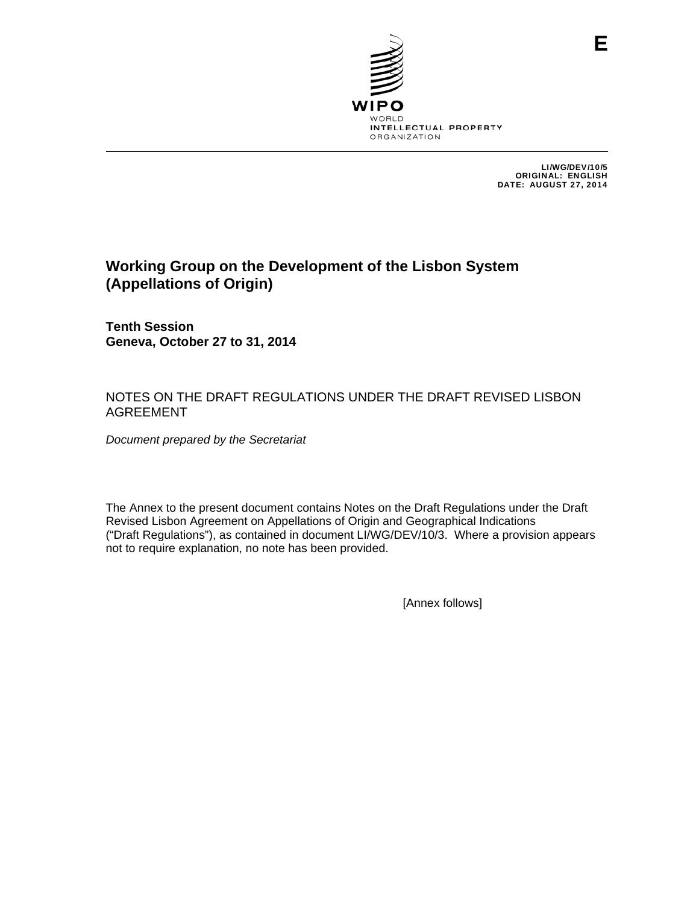E

WIPO
WORLD
INTELLECTUAL PROPERTY
ORGANIZATION

LI/WG/DEV/10/5
ORIGINAL: ENGLISH
DATE: AUGUST 27, 2014

# Working Group on the Development of the Lisbon System (Appellations of Origin)

**Tenth Session**
**Geneva, October 27 to 31, 2014**

NOTES ON THE DRAFT REGULATIONS UNDER THE DRAFT REVISED LISBON AGREEMENT

*Document prepared by the Secretariat*

The Annex to the present document contains Notes on the Draft Regulations under the Draft Revised Lisbon Agreement on Appellations of Origin and Geographical Indications ("Draft Regulations"), as contained in document LI/WG/DEV/10/3. Where a provision appears not to require explanation, no note has been provided.

[Annex follows]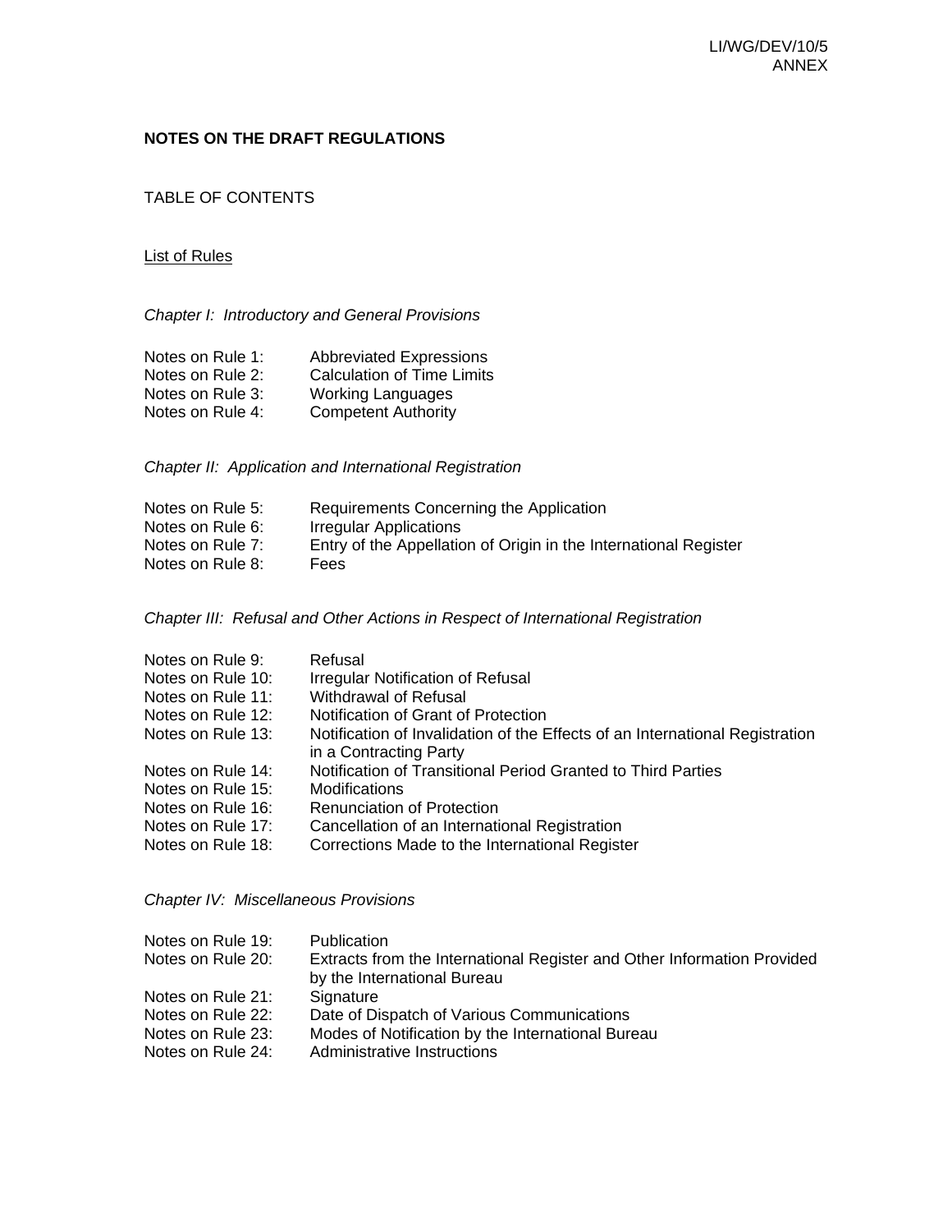**NOTES ON THE DRAFT REGULATIONS**

TABLE OF CONTENTS

List of Rules

*Chapter I: Introductory and General Provisions*

| | |
|---|---|
| Notes on Rule 1: | Abbreviated Expressions |
| Notes on Rule 2: | Calculation of Time Limits |
| Notes on Rule 3: | Working Languages |
| Notes on Rule 4: | Competent Authority |

*Chapter II: Application and International Registration*

| | |
|---|---|
| Notes on Rule 5: | Requirements Concerning the Application |
| Notes on Rule 6: | Irregular Applications |
| Notes on Rule 7: | Entry of the Appellation of Origin in the International Register |
| Notes on Rule 8: | Fees |

*Chapter III: Refusal and Other Actions in Respect of International Registration*

| | |
|---|---|
| Notes on Rule 9: | Refusal |
| Notes on Rule 10: | Irregular Notification of Refusal |
| Notes on Rule 11: | Withdrawal of Refusal |
| Notes on Rule 12: | Notification of Grant of Protection |
| Notes on Rule 13: | Notification of Invalidation of the Effects of an International Registration in a Contracting Party |
| Notes on Rule 14: | Notification of Transitional Period Granted to Third Parties |
| Notes on Rule 15: | Modifications |
| Notes on Rule 16: | Renunciation of Protection |
| Notes on Rule 17: | Cancellation of an International Registration |
| Notes on Rule 18: | Corrections Made to the International Register |

*Chapter IV: Miscellaneous Provisions*

| | |
|---|---|
| Notes on Rule 19: | Publication |
| Notes on Rule 20: | Extracts from the International Register and Other Information Provided by the International Bureau |
| Notes on Rule 21: | Signature |
| Notes on Rule 22: | Date of Dispatch of Various Communications |
| Notes on Rule 23: | Modes of Notification by the International Bureau |
| Notes on Rule 24: | Administrative Instructions |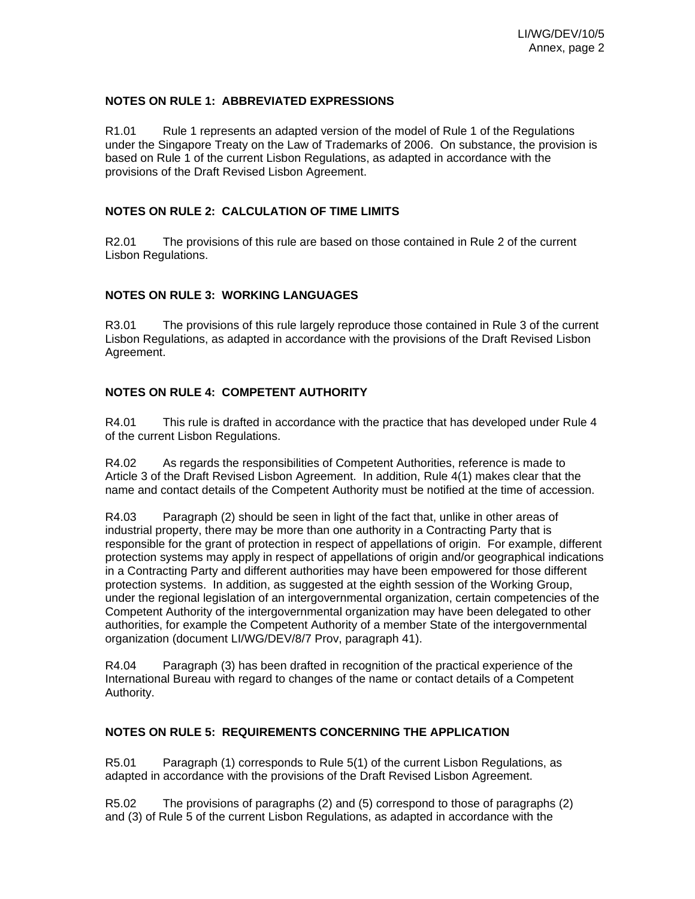### NOTES ON RULE 1: ABBREVIATED EXPRESSIONS

R1.01 Rule 1 represents an adapted version of the model of Rule 1 of the Regulations under the Singapore Treaty on the Law of Trademarks of 2006. On substance, the provision is based on Rule 1 of the current Lisbon Regulations, as adapted in accordance with the provisions of the Draft Revised Lisbon Agreement.

### NOTES ON RULE 2: CALCULATION OF TIME LIMITS

R2.01 The provisions of this rule are based on those contained in Rule 2 of the current Lisbon Regulations.

### NOTES ON RULE 3: WORKING LANGUAGES

R3.01 The provisions of this rule largely reproduce those contained in Rule 3 of the current Lisbon Regulations, as adapted in accordance with the provisions of the Draft Revised Lisbon Agreement.

### NOTES ON RULE 4: COMPETENT AUTHORITY

R4.01 This rule is drafted in accordance with the practice that has developed under Rule 4 of the current Lisbon Regulations.

R4.02 As regards the responsibilities of Competent Authorities, reference is made to Article 3 of the Draft Revised Lisbon Agreement. In addition, Rule 4(1) makes clear that the name and contact details of the Competent Authority must be notified at the time of accession.

R4.03 Paragraph (2) should be seen in light of the fact that, unlike in other areas of industrial property, there may be more than one authority in a Contracting Party that is responsible for the grant of protection in respect of appellations of origin. For example, different protection systems may apply in respect of appellations of origin and/or geographical indications in a Contracting Party and different authorities may have been empowered for those different protection systems. In addition, as suggested at the eighth session of the Working Group, under the regional legislation of an intergovernmental organization, certain competencies of the Competent Authority of the intergovernmental organization may have been delegated to other authorities, for example the Competent Authority of a member State of the intergovernmental organization (document LI/WG/DEV/8/7 Prov, paragraph 41).

R4.04 Paragraph (3) has been drafted in recognition of the practical experience of the International Bureau with regard to changes of the name or contact details of a Competent Authority.

### NOTES ON RULE 5: REQUIREMENTS CONCERNING THE APPLICATION

R5.01 Paragraph (1) corresponds to Rule 5(1) of the current Lisbon Regulations, as adapted in accordance with the provisions of the Draft Revised Lisbon Agreement.

R5.02 The provisions of paragraphs (2) and (5) correspond to those of paragraphs (2) and (3) of Rule 5 of the current Lisbon Regulations, as adapted in accordance with the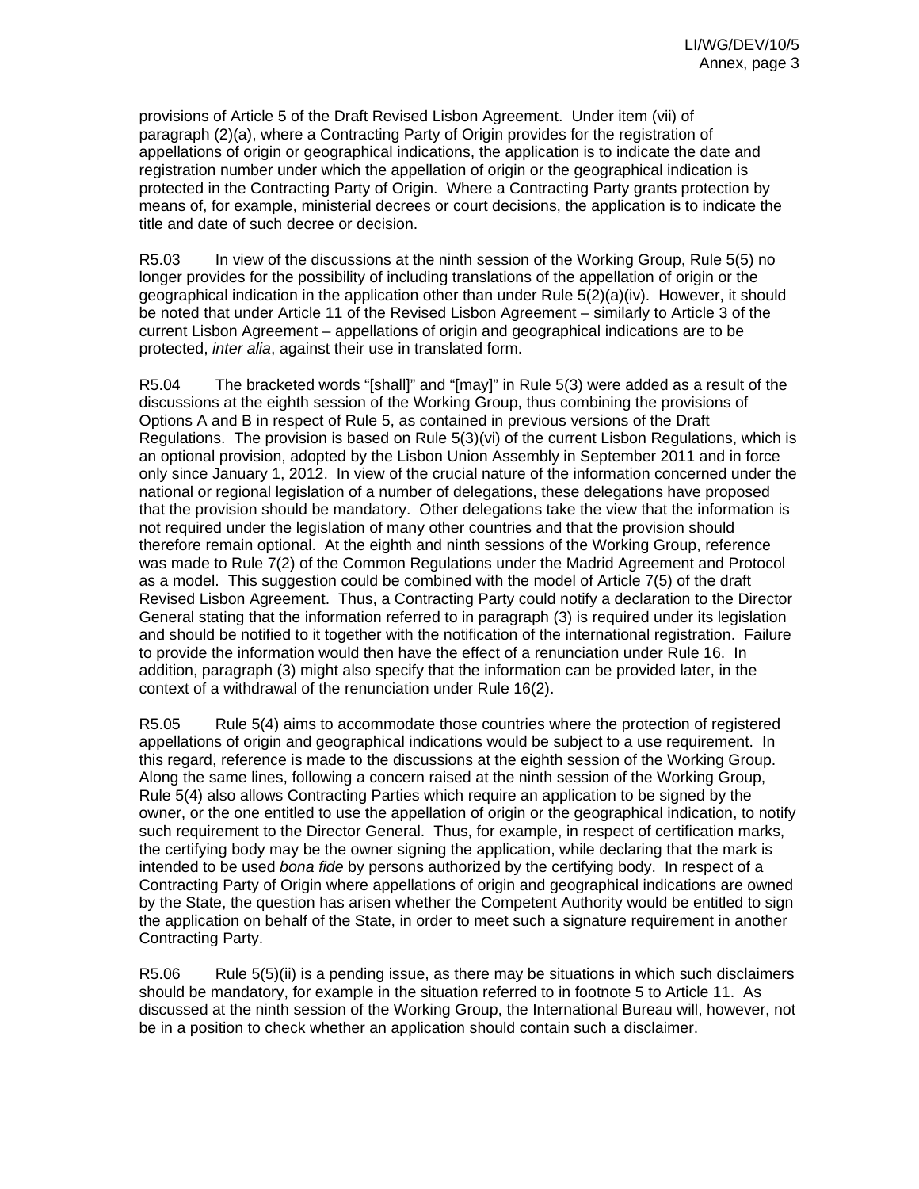provisions of Article 5 of the Draft Revised Lisbon Agreement. Under item (vii) of paragraph (2)(a), where a Contracting Party of Origin provides for the registration of appellations of origin or geographical indications, the application is to indicate the date and registration number under which the appellation of origin or the geographical indication is protected in the Contracting Party of Origin. Where a Contracting Party grants protection by means of, for example, ministerial decrees or court decisions, the application is to indicate the title and date of such decree or decision.

R5.03 In view of the discussions at the ninth session of the Working Group, Rule 5(5) no longer provides for the possibility of including translations of the appellation of origin or the geographical indication in the application other than under Rule 5(2)(a)(iv). However, it should be noted that under Article 11 of the Revised Lisbon Agreement – similarly to Article 3 of the current Lisbon Agreement – appellations of origin and geographical indications are to be protected, *inter alia*, against their use in translated form.

R5.04 The bracketed words "[shall]" and "[may]" in Rule 5(3) were added as a result of the discussions at the eighth session of the Working Group, thus combining the provisions of Options A and B in respect of Rule 5, as contained in previous versions of the Draft Regulations. The provision is based on Rule 5(3)(vi) of the current Lisbon Regulations, which is an optional provision, adopted by the Lisbon Union Assembly in September 2011 and in force only since January 1, 2012. In view of the crucial nature of the information concerned under the national or regional legislation of a number of delegations, these delegations have proposed that the provision should be mandatory. Other delegations take the view that the information is not required under the legislation of many other countries and that the provision should therefore remain optional. At the eighth and ninth sessions of the Working Group, reference was made to Rule 7(2) of the Common Regulations under the Madrid Agreement and Protocol as a model. This suggestion could be combined with the model of Article 7(5) of the draft Revised Lisbon Agreement. Thus, a Contracting Party could notify a declaration to the Director General stating that the information referred to in paragraph (3) is required under its legislation and should be notified to it together with the notification of the international registration. Failure to provide the information would then have the effect of a renunciation under Rule 16. In addition, paragraph (3) might also specify that the information can be provided later, in the context of a withdrawal of the renunciation under Rule 16(2).

R5.05 Rule 5(4) aims to accommodate those countries where the protection of registered appellations of origin and geographical indications would be subject to a use requirement. In this regard, reference is made to the discussions at the eighth session of the Working Group. Along the same lines, following a concern raised at the ninth session of the Working Group, Rule 5(4) also allows Contracting Parties which require an application to be signed by the owner, or the one entitled to use the appellation of origin or the geographical indication, to notify such requirement to the Director General. Thus, for example, in respect of certification marks, the certifying body may be the owner signing the application, while declaring that the mark is intended to be used *bona fide* by persons authorized by the certifying body. In respect of a Contracting Party of Origin where appellations of origin and geographical indications are owned by the State, the question has arisen whether the Competent Authority would be entitled to sign the application on behalf of the State, in order to meet such a signature requirement in another Contracting Party.

R5.06 Rule 5(5)(ii) is a pending issue, as there may be situations in which such disclaimers should be mandatory, for example in the situation referred to in footnote 5 to Article 11. As discussed at the ninth session of the Working Group, the International Bureau will, however, not be in a position to check whether an application should contain such a disclaimer.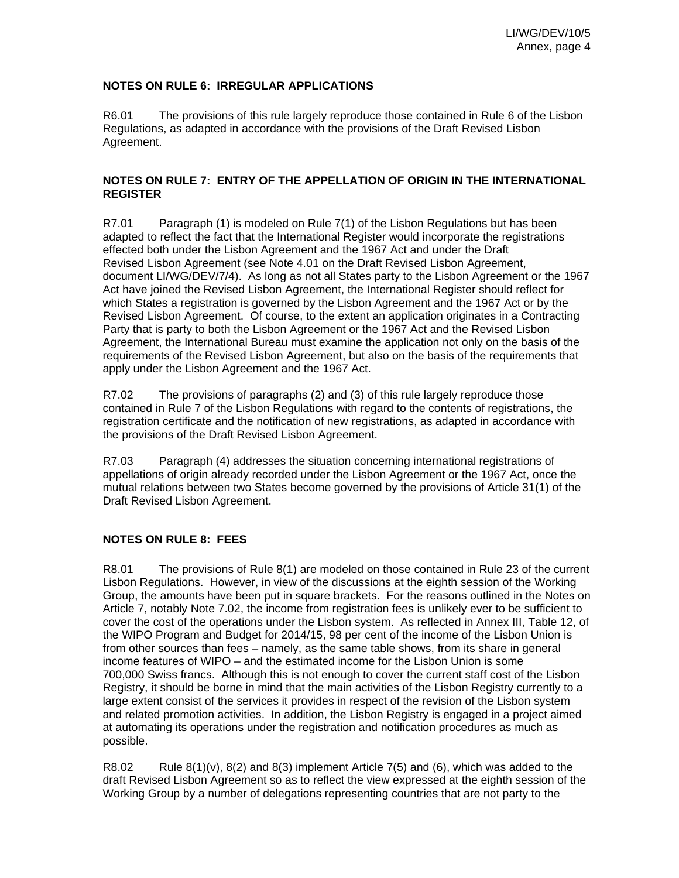## NOTES ON RULE 6: IRREGULAR APPLICATIONS

R6.01 The provisions of this rule largely reproduce those contained in Rule 6 of the Lisbon Regulations, as adapted in accordance with the provisions of the Draft Revised Lisbon Agreement.

## NOTES ON RULE 7: ENTRY OF THE APPELLATION OF ORIGIN IN THE INTERNATIONAL REGISTER

R7.01 Paragraph (1) is modeled on Rule 7(1) of the Lisbon Regulations but has been adapted to reflect the fact that the International Register would incorporate the registrations effected both under the Lisbon Agreement and the 1967 Act and under the Draft Revised Lisbon Agreement (see Note 4.01 on the Draft Revised Lisbon Agreement, document LI/WG/DEV/7/4). As long as not all States party to the Lisbon Agreement or the 1967 Act have joined the Revised Lisbon Agreement, the International Register should reflect for which States a registration is governed by the Lisbon Agreement and the 1967 Act or by the Revised Lisbon Agreement. Of course, to the extent an application originates in a Contracting Party that is party to both the Lisbon Agreement or the 1967 Act and the Revised Lisbon Agreement, the International Bureau must examine the application not only on the basis of the requirements of the Revised Lisbon Agreement, but also on the basis of the requirements that apply under the Lisbon Agreement and the 1967 Act.

R7.02 The provisions of paragraphs (2) and (3) of this rule largely reproduce those contained in Rule 7 of the Lisbon Regulations with regard to the contents of registrations, the registration certificate and the notification of new registrations, as adapted in accordance with the provisions of the Draft Revised Lisbon Agreement.

R7.03 Paragraph (4) addresses the situation concerning international registrations of appellations of origin already recorded under the Lisbon Agreement or the 1967 Act, once the mutual relations between two States become governed by the provisions of Article 31(1) of the Draft Revised Lisbon Agreement.

## NOTES ON RULE 8: FEES

R8.01 The provisions of Rule 8(1) are modeled on those contained in Rule 23 of the current Lisbon Regulations. However, in view of the discussions at the eighth session of the Working Group, the amounts have been put in square brackets. For the reasons outlined in the Notes on Article 7, notably Note 7.02, the income from registration fees is unlikely ever to be sufficient to cover the cost of the operations under the Lisbon system. As reflected in Annex III, Table 12, of the WIPO Program and Budget for 2014/15, 98 per cent of the income of the Lisbon Union is from other sources than fees – namely, as the same table shows, from its share in general income features of WIPO – and the estimated income for the Lisbon Union is some 700,000 Swiss francs. Although this is not enough to cover the current staff cost of the Lisbon Registry, it should be borne in mind that the main activities of the Lisbon Registry currently to a large extent consist of the services it provides in respect of the revision of the Lisbon system and related promotion activities. In addition, the Lisbon Registry is engaged in a project aimed at automating its operations under the registration and notification procedures as much as possible.

R8.02 Rule 8(1)(v), 8(2) and 8(3) implement Article 7(5) and (6), which was added to the draft Revised Lisbon Agreement so as to reflect the view expressed at the eighth session of the Working Group by a number of delegations representing countries that are not party to the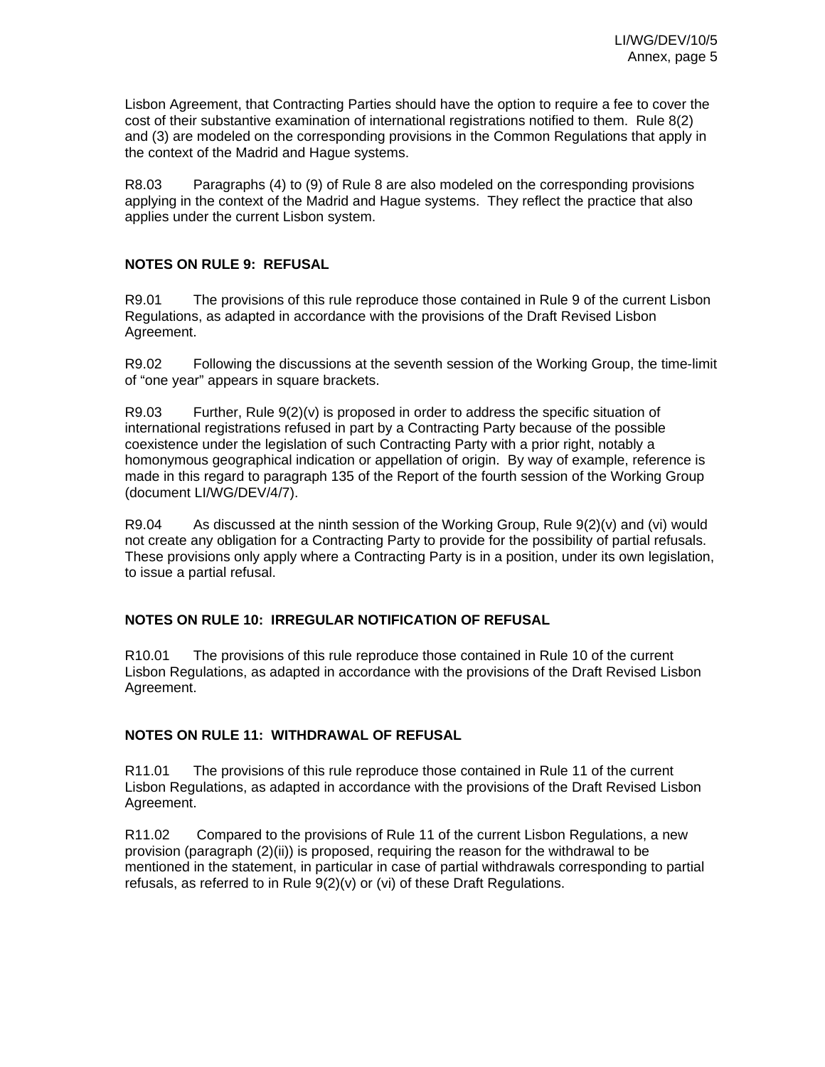Lisbon Agreement, that Contracting Parties should have the option to require a fee to cover the cost of their substantive examination of international registrations notified to them. Rule 8(2) and (3) are modeled on the corresponding provisions in the Common Regulations that apply in the context of the Madrid and Hague systems.

R8.03 Paragraphs (4) to (9) of Rule 8 are also modeled on the corresponding provisions applying in the context of the Madrid and Hague systems. They reflect the practice that also applies under the current Lisbon system.

## NOTES ON RULE 9: REFUSAL

R9.01 The provisions of this rule reproduce those contained in Rule 9 of the current Lisbon Regulations, as adapted in accordance with the provisions of the Draft Revised Lisbon Agreement.

R9.02 Following the discussions at the seventh session of the Working Group, the time-limit of "one year" appears in square brackets.

R9.03 Further, Rule 9(2)(v) is proposed in order to address the specific situation of international registrations refused in part by a Contracting Party because of the possible coexistence under the legislation of such Contracting Party with a prior right, notably a homonymous geographical indication or appellation of origin. By way of example, reference is made in this regard to paragraph 135 of the Report of the fourth session of the Working Group (document LI/WG/DEV/4/7).

R9.04 As discussed at the ninth session of the Working Group, Rule 9(2)(v) and (vi) would not create any obligation for a Contracting Party to provide for the possibility of partial refusals. These provisions only apply where a Contracting Party is in a position, under its own legislation, to issue a partial refusal.

## NOTES ON RULE 10: IRREGULAR NOTIFICATION OF REFUSAL

R10.01 The provisions of this rule reproduce those contained in Rule 10 of the current Lisbon Regulations, as adapted in accordance with the provisions of the Draft Revised Lisbon Agreement.

## NOTES ON RULE 11: WITHDRAWAL OF REFUSAL

R11.01 The provisions of this rule reproduce those contained in Rule 11 of the current Lisbon Regulations, as adapted in accordance with the provisions of the Draft Revised Lisbon Agreement.

R11.02 Compared to the provisions of Rule 11 of the current Lisbon Regulations, a new provision (paragraph (2)(ii)) is proposed, requiring the reason for the withdrawal to be mentioned in the statement, in particular in case of partial withdrawals corresponding to partial refusals, as referred to in Rule 9(2)(v) or (vi) of these Draft Regulations.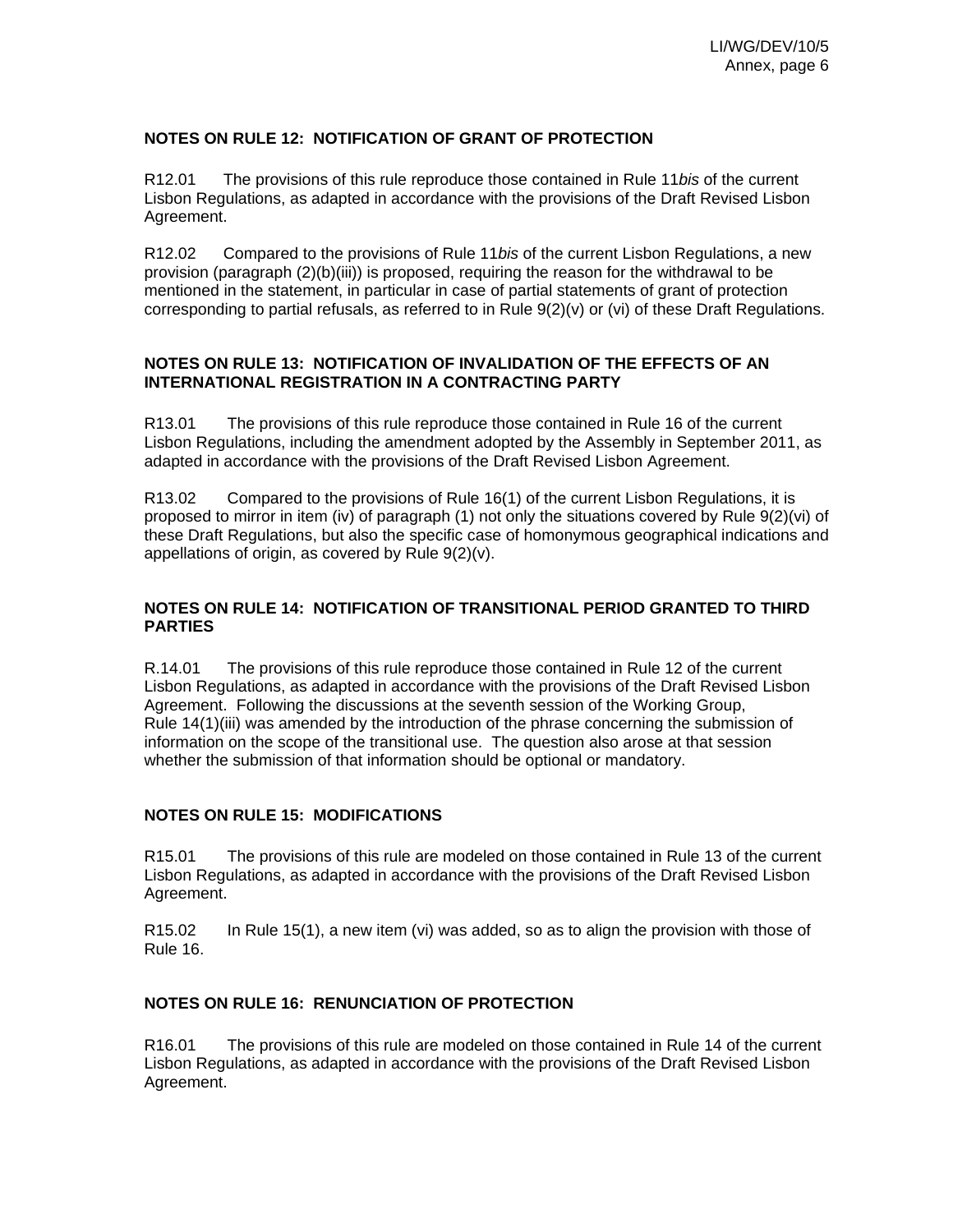### NOTES ON RULE 12: NOTIFICATION OF GRANT OF PROTECTION

R12.01 The provisions of this rule reproduce those contained in Rule 11*bis* of the current Lisbon Regulations, as adapted in accordance with the provisions of the Draft Revised Lisbon Agreement.

R12.02 Compared to the provisions of Rule 11*bis* of the current Lisbon Regulations, a new provision (paragraph (2)(b)(iii)) is proposed, requiring the reason for the withdrawal to be mentioned in the statement, in particular in case of partial statements of grant of protection corresponding to partial refusals, as referred to in Rule 9(2)(v) or (vi) of these Draft Regulations.

### NOTES ON RULE 13: NOTIFICATION OF INVALIDATION OF THE EFFECTS OF AN INTERNATIONAL REGISTRATION IN A CONTRACTING PARTY

R13.01 The provisions of this rule reproduce those contained in Rule 16 of the current Lisbon Regulations, including the amendment adopted by the Assembly in September 2011, as adapted in accordance with the provisions of the Draft Revised Lisbon Agreement.

R13.02 Compared to the provisions of Rule 16(1) of the current Lisbon Regulations, it is proposed to mirror in item (iv) of paragraph (1) not only the situations covered by Rule 9(2)(vi) of these Draft Regulations, but also the specific case of homonymous geographical indications and appellations of origin, as covered by Rule 9(2)(v).

### NOTES ON RULE 14: NOTIFICATION OF TRANSITIONAL PERIOD GRANTED TO THIRD PARTIES

R.14.01 The provisions of this rule reproduce those contained in Rule 12 of the current Lisbon Regulations, as adapted in accordance with the provisions of the Draft Revised Lisbon Agreement. Following the discussions at the seventh session of the Working Group, Rule 14(1)(iii) was amended by the introduction of the phrase concerning the submission of information on the scope of the transitional use. The question also arose at that session whether the submission of that information should be optional or mandatory.

### NOTES ON RULE 15: MODIFICATIONS

R15.01 The provisions of this rule are modeled on those contained in Rule 13 of the current Lisbon Regulations, as adapted in accordance with the provisions of the Draft Revised Lisbon Agreement.

R15.02 In Rule 15(1), a new item (vi) was added, so as to align the provision with those of Rule 16.

### NOTES ON RULE 16: RENUNCIATION OF PROTECTION

R16.01 The provisions of this rule are modeled on those contained in Rule 14 of the current Lisbon Regulations, as adapted in accordance with the provisions of the Draft Revised Lisbon Agreement.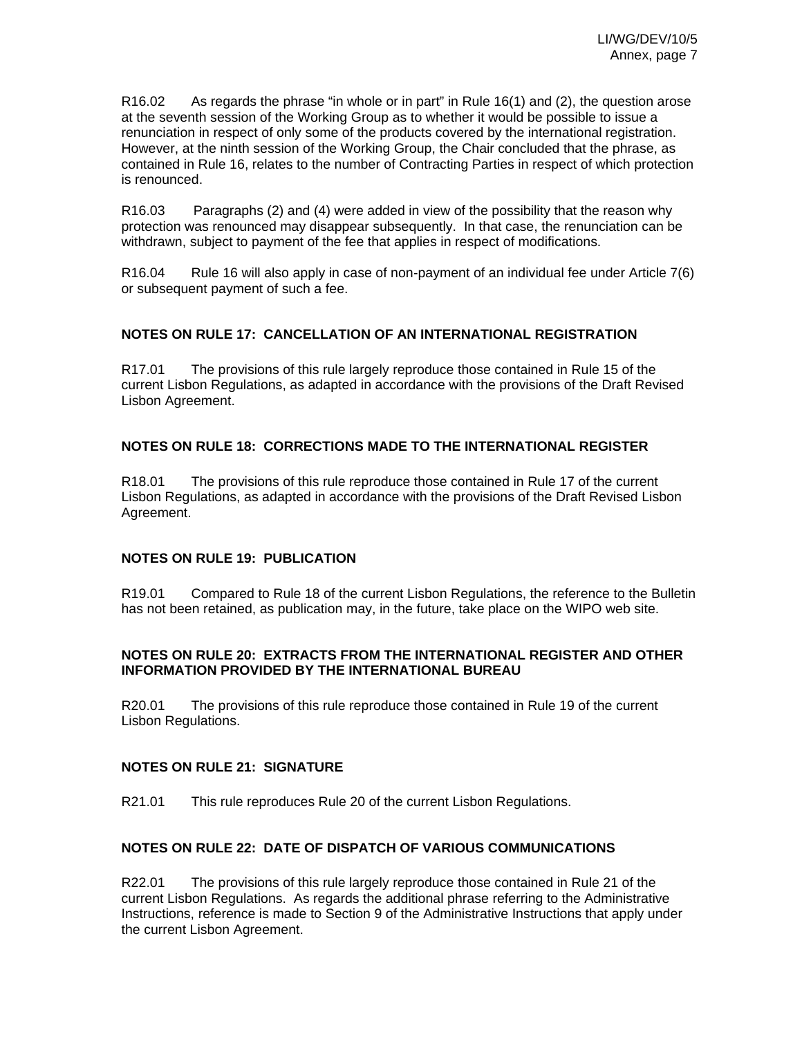R16.02 As regards the phrase "in whole or in part" in Rule 16(1) and (2), the question arose at the seventh session of the Working Group as to whether it would be possible to issue a renunciation in respect of only some of the products covered by the international registration. However, at the ninth session of the Working Group, the Chair concluded that the phrase, as contained in Rule 16, relates to the number of Contracting Parties in respect of which protection is renounced.

R16.03 Paragraphs (2) and (4) were added in view of the possibility that the reason why protection was renounced may disappear subsequently. In that case, the renunciation can be withdrawn, subject to payment of the fee that applies in respect of modifications.

R16.04 Rule 16 will also apply in case of non-payment of an individual fee under Article 7(6) or subsequent payment of such a fee.

### NOTES ON RULE 17: CANCELLATION OF AN INTERNATIONAL REGISTRATION

R17.01 The provisions of this rule largely reproduce those contained in Rule 15 of the current Lisbon Regulations, as adapted in accordance with the provisions of the Draft Revised Lisbon Agreement.

### NOTES ON RULE 18: CORRECTIONS MADE TO THE INTERNATIONAL REGISTER

R18.01 The provisions of this rule reproduce those contained in Rule 17 of the current Lisbon Regulations, as adapted in accordance with the provisions of the Draft Revised Lisbon Agreement.

### NOTES ON RULE 19: PUBLICATION

R19.01 Compared to Rule 18 of the current Lisbon Regulations, the reference to the Bulletin has not been retained, as publication may, in the future, take place on the WIPO web site.

### NOTES ON RULE 20: EXTRACTS FROM THE INTERNATIONAL REGISTER AND OTHER INFORMATION PROVIDED BY THE INTERNATIONAL BUREAU

R20.01 The provisions of this rule reproduce those contained in Rule 19 of the current Lisbon Regulations.

### NOTES ON RULE 21: SIGNATURE

R21.01 This rule reproduces Rule 20 of the current Lisbon Regulations.

### NOTES ON RULE 22: DATE OF DISPATCH OF VARIOUS COMMUNICATIONS

R22.01 The provisions of this rule largely reproduce those contained in Rule 21 of the current Lisbon Regulations. As regards the additional phrase referring to the Administrative Instructions, reference is made to Section 9 of the Administrative Instructions that apply under the current Lisbon Agreement.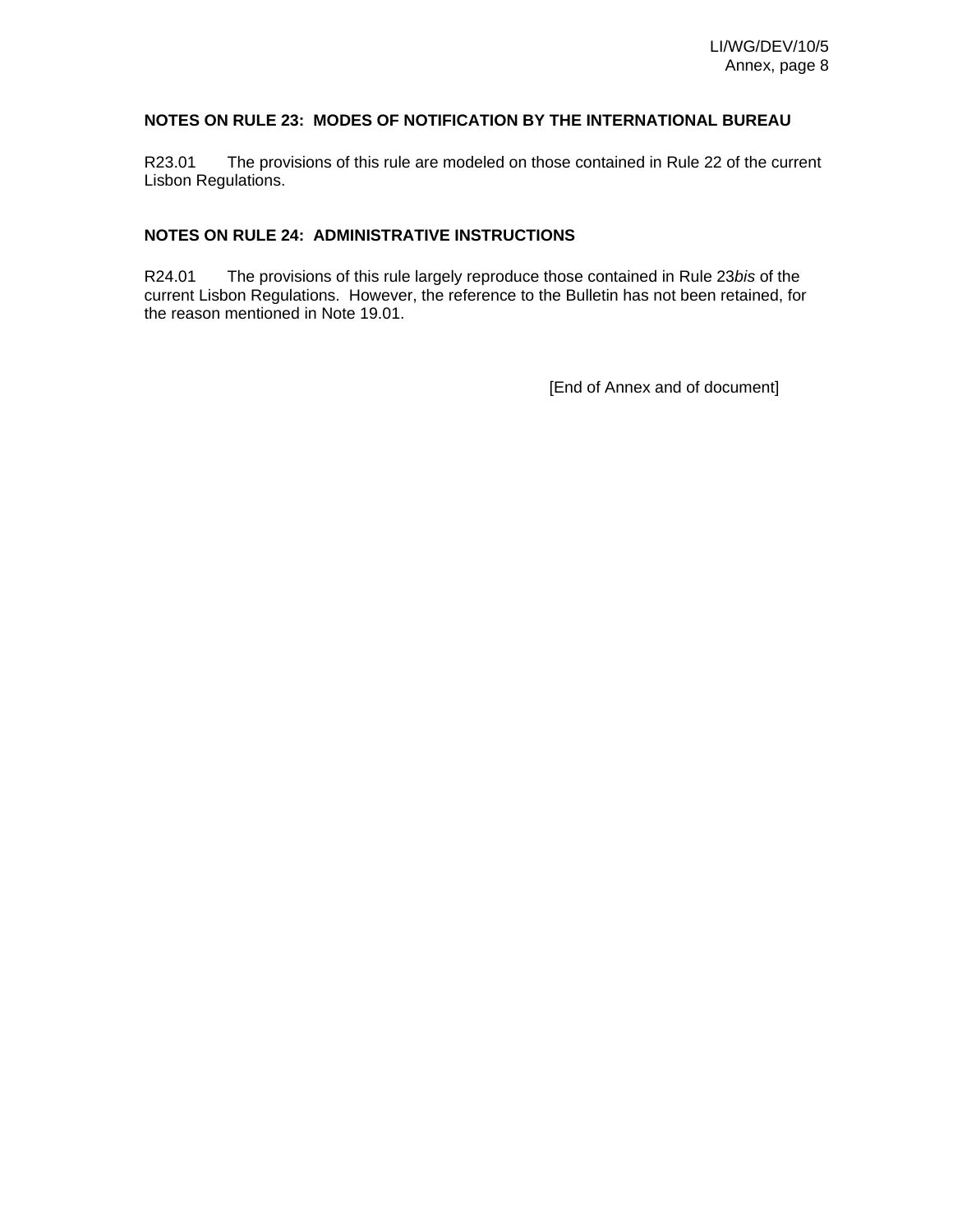**NOTES ON RULE 23: MODES OF NOTIFICATION BY THE INTERNATIONAL BUREAU**

R23.01 The provisions of this rule are modeled on those contained in Rule 22 of the current Lisbon Regulations.

**NOTES ON RULE 24: ADMINISTRATIVE INSTRUCTIONS**

R24.01 The provisions of this rule largely reproduce those contained in Rule 23*bis* of the current Lisbon Regulations. However, the reference to the Bulletin has not been retained, for the reason mentioned in Note 19.01.

[End of Annex and of document]